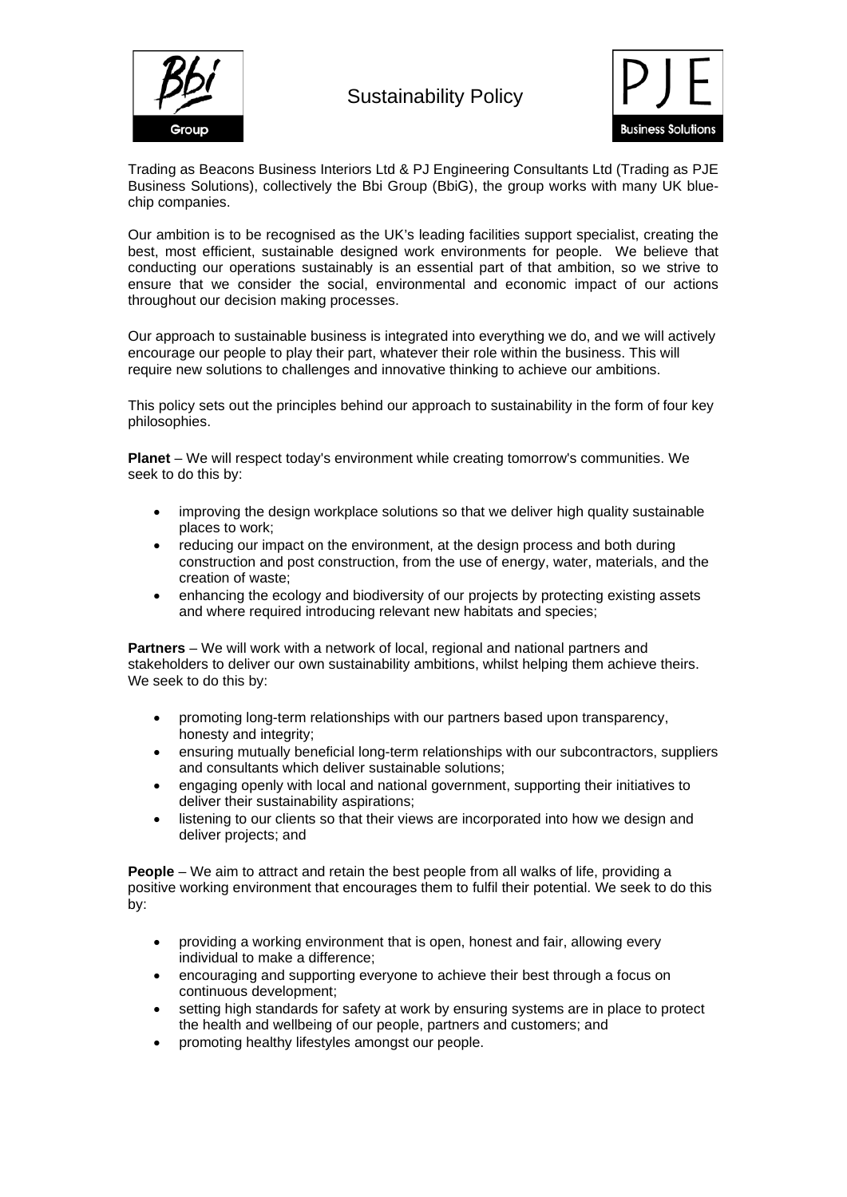# Sustainability Policy

Trading as Beacons Business Interiors Ltd & PJ Engineering Consultants Ltd (Trading as PJE Business Solutions), collectively the Bbi Group (BbiG), the group works with many UK blue-chip companies.

Our ambition is to be recognised as the UK's leading facilities support specialist, creating the best, most efficient, sustainable designed work environments for people. We believe that conducting our operations sustainably is an essential part of that ambition, so we strive to ensure that we consider the social, environmental and economic impact of our actions throughout our decision making processes.

Our approach to sustainable business is integrated into everything we do, and we will actively encourage our people to play their part, whatever their role within the business. This will require new solutions to challenges and innovative thinking to achieve our ambitions.

This policy sets out the principles behind our approach to sustainability in the form of four key philosophies.

**Planet** – We will respect today's environment while creating tomorrow's communities. We seek to do this by:

- improving the design workplace solutions so that we deliver high quality sustainable places to work;
- reducing our impact on the environment, at the design process and both during construction and post construction, from the use of energy, water, materials, and the creation of waste;
- enhancing the ecology and biodiversity of our projects by protecting existing assets and where required introducing relevant new habitats and species;

**Partners** – We will work with a network of local, regional and national partners and stakeholders to deliver our own sustainability ambitions, whilst helping them achieve theirs. We seek to do this by:

- promoting long-term relationships with our partners based upon transparency, honesty and integrity;
- ensuring mutually beneficial long-term relationships with our subcontractors, suppliers and consultants which deliver sustainable solutions;
- engaging openly with local and national government, supporting their initiatives to deliver their sustainability aspirations;
- listening to our clients so that their views are incorporated into how we design and deliver projects; and

**People** – We aim to attract and retain the best people from all walks of life, providing a positive working environment that encourages them to fulfil their potential. We seek to do this by:

- providing a working environment that is open, honest and fair, allowing every individual to make a difference;
- encouraging and supporting everyone to achieve their best through a focus on continuous development;
- setting high standards for safety at work by ensuring systems are in place to protect the health and wellbeing of our people, partners and customers; and
- promoting healthy lifestyles amongst our people.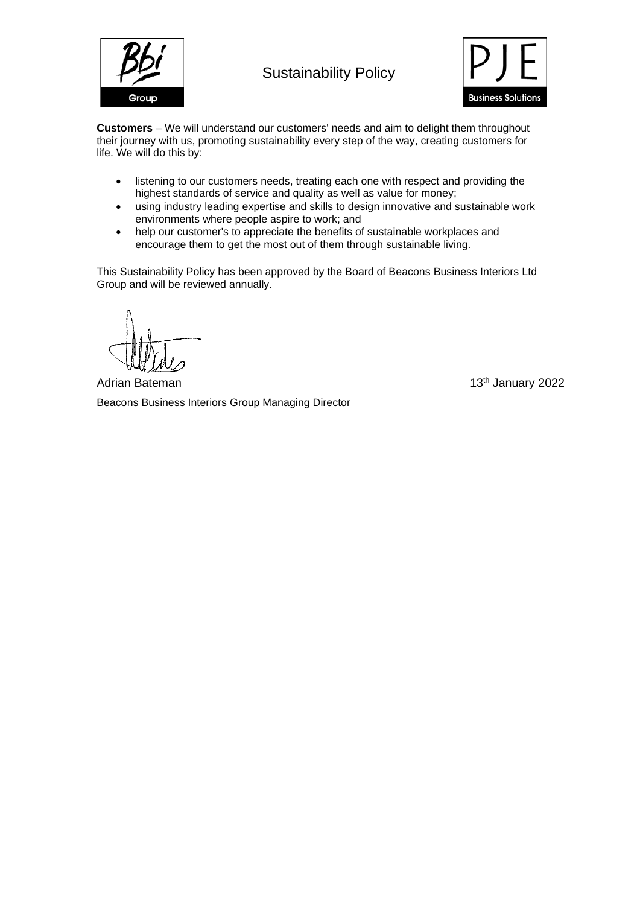# Sustainability Policy

**Customers** – We will understand our customers' needs and aim to delight them throughout their journey with us, promoting sustainability every step of the way, creating customers for life. We will do this by:

- listening to our customers needs, treating each one with respect and providing the highest standards of service and quality as well as value for money;
- using industry leading expertise and skills to design innovative and sustainable work environments where people aspire to work; and
- help our customer's to appreciate the benefits of sustainable workplaces and encourage them to get the most out of them through sustainable living.

This Sustainability Policy has been approved by the Board of Beacons Business Interiors Ltd Group and will be reviewed annually.

Adrian Bateman

13th January 2022

Beacons Business Interiors Group Managing Director